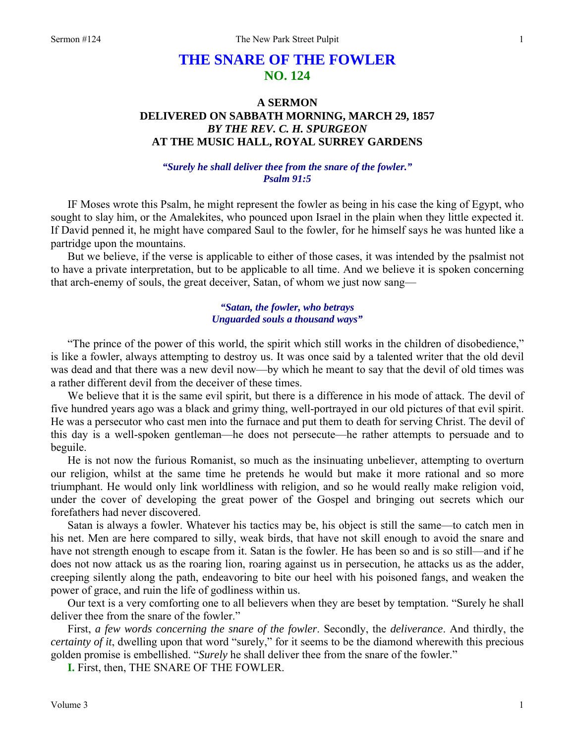# THE SNARE OF THE FOWLER
## NO. 124

### A SERMON
### DELIVERED ON SABBATH MORNING, MARCH 29, 1857
### *BY THE REV. C. H. SPURGEON*
### AT THE MUSIC HALL, ROYAL SURREY GARDENS

***"Surely he shall deliver thee from the snare of the fowler."***
***Psalm 91:5***

IF Moses wrote this Psalm, he might represent the fowler as being in his case the king of Egypt, who sought to slay him, or the Amalekites, who pounced upon Israel in the plain when they little expected it. If David penned it, he might have compared Saul to the fowler, for he himself says he was hunted like a partridge upon the mountains.

But we believe, if the verse is applicable to either of those cases, it was intended by the psalmist not to have a private interpretation, but to be applicable to all time. And we believe it is spoken concerning that arch-enemy of souls, the great deceiver, Satan, of whom we just now sang—

> ***"Satan, the fowler, who betrays***
> ***Unguarded souls a thousand ways"***

"The prince of the power of this world, the spirit which still works in the children of disobedience," is like a fowler, always attempting to destroy us. It was once said by a talented writer that the old devil was dead and that there was a new devil now—by which he meant to say that the devil of old times was a rather different devil from the deceiver of these times.

We believe that it is the same evil spirit, but there is a difference in his mode of attack. The devil of five hundred years ago was a black and grimy thing, well-portrayed in our old pictures of that evil spirit. He was a persecutor who cast men into the furnace and put them to death for serving Christ. The devil of this day is a well-spoken gentleman—he does not persecute—he rather attempts to persuade and to beguile.

He is not now the furious Romanist, so much as the insinuating unbeliever, attempting to overturn our religion, whilst at the same time he pretends he would but make it more rational and so more triumphant. He would only link worldliness with religion, and so he would really make religion void, under the cover of developing the great power of the Gospel and bringing out secrets which our forefathers had never discovered.

Satan is always a fowler. Whatever his tactics may be, his object is still the same—to catch men in his net. Men are here compared to silly, weak birds, that have not skill enough to avoid the snare and have not strength enough to escape from it. Satan is the fowler. He has been so and is so still—and if he does not now attack us as the roaring lion, roaring against us in persecution, he attacks us as the adder, creeping silently along the path, endeavoring to bite our heel with his poisoned fangs, and weaken the power of grace, and ruin the life of godliness within us.

Our text is a very comforting one to all believers when they are beset by temptation. "Surely he shall deliver thee from the snare of the fowler."

First, *a few words concerning the snare of the fowler*. Secondly, the *deliverance*. And thirdly, the *certainty of it*, dwelling upon that word "surely," for it seems to be the diamond wherewith this precious golden promise is embellished. "*Surely* he shall deliver thee from the snare of the fowler."

**I.** First, then, THE SNARE OF THE FOWLER.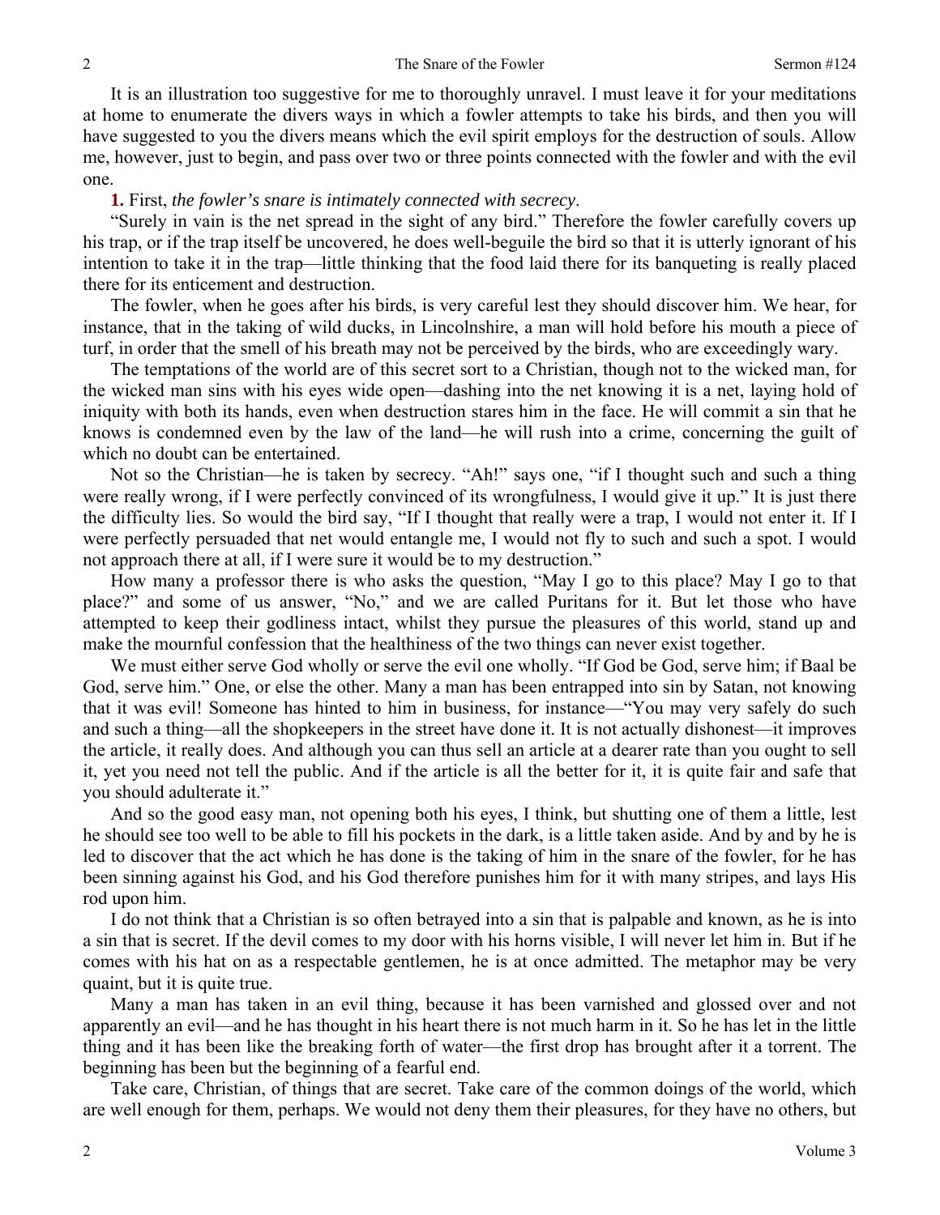It is an illustration too suggestive for me to thoroughly unravel. I must leave it for your meditations at home to enumerate the divers ways in which a fowler attempts to take his birds, and then you will have suggested to you the divers means which the evil spirit employs for the destruction of souls. Allow me, however, just to begin, and pass over two or three points connected with the fowler and with the evil one.

**1.** First, *the fowler's snare is intimately connected with secrecy*.

"Surely in vain is the net spread in the sight of any bird." Therefore the fowler carefully covers up his trap, or if the trap itself be uncovered, he does well-beguile the bird so that it is utterly ignorant of his intention to take it in the trap—little thinking that the food laid there for its banqueting is really placed there for its enticement and destruction.

The fowler, when he goes after his birds, is very careful lest they should discover him. We hear, for instance, that in the taking of wild ducks, in Lincolnshire, a man will hold before his mouth a piece of turf, in order that the smell of his breath may not be perceived by the birds, who are exceedingly wary.

The temptations of the world are of this secret sort to a Christian, though not to the wicked man, for the wicked man sins with his eyes wide open—dashing into the net knowing it is a net, laying hold of iniquity with both its hands, even when destruction stares him in the face. He will commit a sin that he knows is condemned even by the law of the land—he will rush into a crime, concerning the guilt of which no doubt can be entertained.

Not so the Christian—he is taken by secrecy. "Ah!" says one, "if I thought such and such a thing were really wrong, if I were perfectly convinced of its wrongfulness, I would give it up." It is just there the difficulty lies. So would the bird say, "If I thought that really were a trap, I would not enter it. If I were perfectly persuaded that net would entangle me, I would not fly to such and such a spot. I would not approach there at all, if I were sure it would be to my destruction."

How many a professor there is who asks the question, "May I go to this place? May I go to that place?" and some of us answer, "No," and we are called Puritans for it. But let those who have attempted to keep their godliness intact, whilst they pursue the pleasures of this world, stand up and make the mournful confession that the healthiness of the two things can never exist together.

We must either serve God wholly or serve the evil one wholly. "If God be God, serve him; if Baal be God, serve him." One, or else the other. Many a man has been entrapped into sin by Satan, not knowing that it was evil! Someone has hinted to him in business, for instance—"You may very safely do such and such a thing—all the shopkeepers in the street have done it. It is not actually dishonest—it improves the article, it really does. And although you can thus sell an article at a dearer rate than you ought to sell it, yet you need not tell the public. And if the article is all the better for it, it is quite fair and safe that you should adulterate it."

And so the good easy man, not opening both his eyes, I think, but shutting one of them a little, lest he should see too well to be able to fill his pockets in the dark, is a little taken aside. And by and by he is led to discover that the act which he has done is the taking of him in the snare of the fowler, for he has been sinning against his God, and his God therefore punishes him for it with many stripes, and lays His rod upon him.

I do not think that a Christian is so often betrayed into a sin that is palpable and known, as he is into a sin that is secret. If the devil comes to my door with his horns visible, I will never let him in. But if he comes with his hat on as a respectable gentlemen, he is at once admitted. The metaphor may be very quaint, but it is quite true.

Many a man has taken in an evil thing, because it has been varnished and glossed over and not apparently an evil—and he has thought in his heart there is not much harm in it. So he has let in the little thing and it has been like the breaking forth of water—the first drop has brought after it a torrent. The beginning has been but the beginning of a fearful end.

Take care, Christian, of things that are secret. Take care of the common doings of the world, which are well enough for them, perhaps. We would not deny them their pleasures, for they have no others, but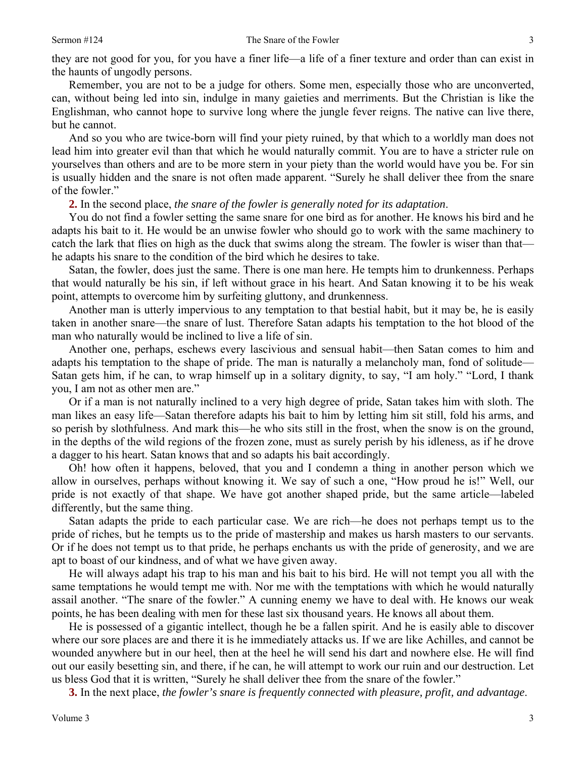they are not good for you, for you have a finer life—a life of a finer texture and order than can exist in the haunts of ungodly persons.

Remember, you are not to be a judge for others. Some men, especially those who are unconverted, can, without being led into sin, indulge in many gaieties and merriments. But the Christian is like the Englishman, who cannot hope to survive long where the jungle fever reigns. The native can live there, but he cannot.

And so you who are twice-born will find your piety ruined, by that which to a worldly man does not lead him into greater evil than that which he would naturally commit. You are to have a stricter rule on yourselves than others and are to be more stern in your piety than the world would have you be. For sin is usually hidden and the snare is not often made apparent. "Surely he shall deliver thee from the snare of the fowler."

**2.** In the second place, *the snare of the fowler is generally noted for its adaptation*.

You do not find a fowler setting the same snare for one bird as for another. He knows his bird and he adapts his bait to it. He would be an unwise fowler who should go to work with the same machinery to catch the lark that flies on high as the duck that swims along the stream. The fowler is wiser than that—he adapts his snare to the condition of the bird which he desires to take.

Satan, the fowler, does just the same. There is one man here. He tempts him to drunkenness. Perhaps that would naturally be his sin, if left without grace in his heart. And Satan knowing it to be his weak point, attempts to overcome him by surfeiting gluttony, and drunkenness.

Another man is utterly impervious to any temptation to that bestial habit, but it may be, he is easily taken in another snare—the snare of lust. Therefore Satan adapts his temptation to the hot blood of the man who naturally would be inclined to live a life of sin.

Another one, perhaps, eschews every lascivious and sensual habit—then Satan comes to him and adapts his temptation to the shape of pride. The man is naturally a melancholy man, fond of solitude—Satan gets him, if he can, to wrap himself up in a solitary dignity, to say, "I am holy." "Lord, I thank you, I am not as other men are."

Or if a man is not naturally inclined to a very high degree of pride, Satan takes him with sloth. The man likes an easy life—Satan therefore adapts his bait to him by letting him sit still, fold his arms, and so perish by slothfulness. And mark this—he who sits still in the frost, when the snow is on the ground, in the depths of the wild regions of the frozen zone, must as surely perish by his idleness, as if he drove a dagger to his heart. Satan knows that and so adapts his bait accordingly.

Oh! how often it happens, beloved, that you and I condemn a thing in another person which we allow in ourselves, perhaps without knowing it. We say of such a one, "How proud he is!" Well, our pride is not exactly of that shape. We have got another shaped pride, but the same article—labeled differently, but the same thing.

Satan adapts the pride to each particular case. We are rich—he does not perhaps tempt us to the pride of riches, but he tempts us to the pride of mastership and makes us harsh masters to our servants. Or if he does not tempt us to that pride, he perhaps enchants us with the pride of generosity, and we are apt to boast of our kindness, and of what we have given away.

He will always adapt his trap to his man and his bait to his bird. He will not tempt you all with the same temptations he would tempt me with. Nor me with the temptations with which he would naturally assail another. "The snare of the fowler." A cunning enemy we have to deal with. He knows our weak points, he has been dealing with men for these last six thousand years. He knows all about them.

He is possessed of a gigantic intellect, though he be a fallen spirit. And he is easily able to discover where our sore places are and there it is he immediately attacks us. If we are like Achilles, and cannot be wounded anywhere but in our heel, then at the heel he will send his dart and nowhere else. He will find out our easily besetting sin, and there, if he can, he will attempt to work our ruin and our destruction. Let us bless God that it is written, "Surely he shall deliver thee from the snare of the fowler."

**3.** In the next place, *the fowler's snare is frequently connected with pleasure, profit, and advantage*.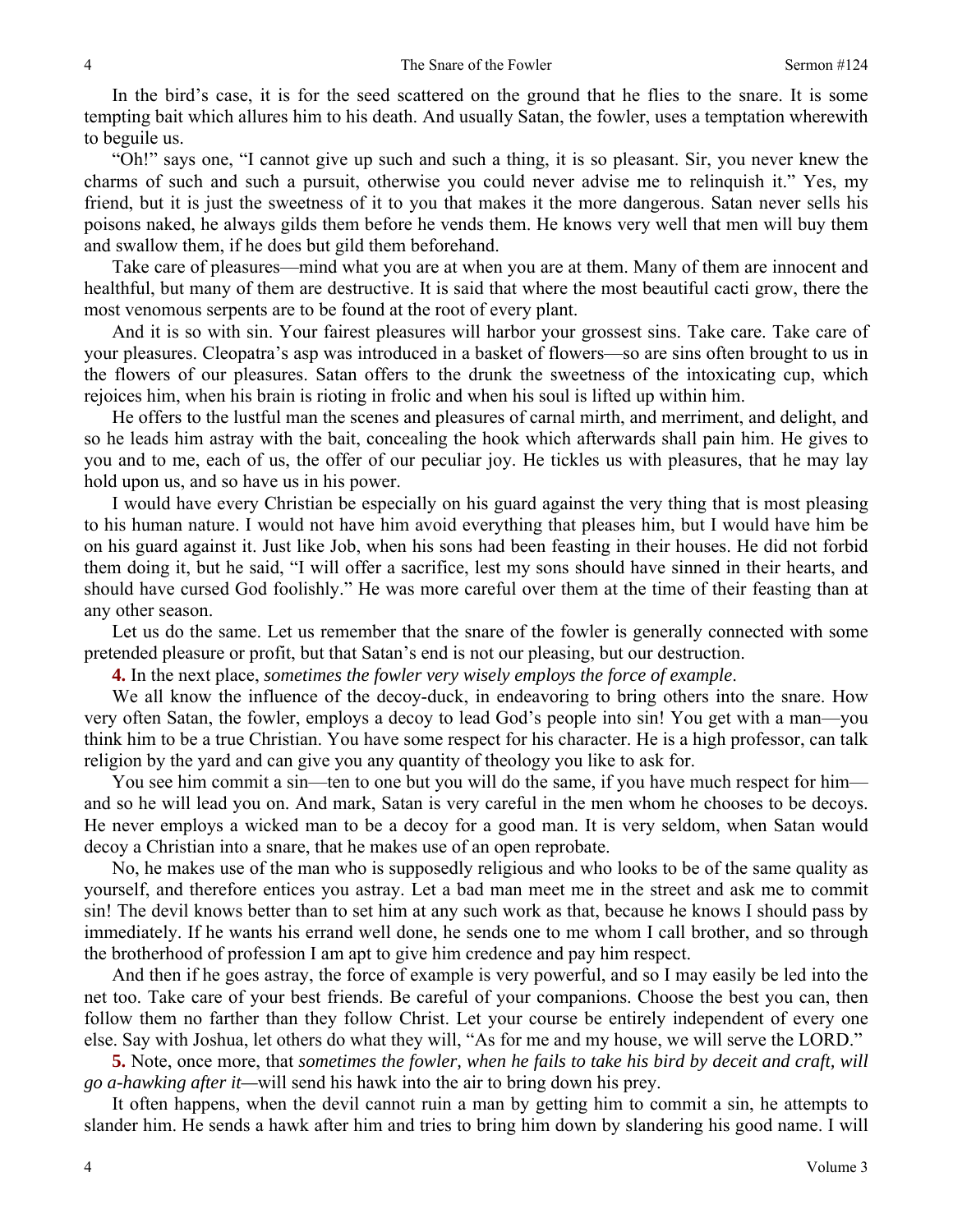In the bird's case, it is for the seed scattered on the ground that he flies to the snare. It is some tempting bait which allures him to his death. And usually Satan, the fowler, uses a temptation wherewith to beguile us.

"Oh!" says one, "I cannot give up such and such a thing, it is so pleasant. Sir, you never knew the charms of such and such a pursuit, otherwise you could never advise me to relinquish it." Yes, my friend, but it is just the sweetness of it to you that makes it the more dangerous. Satan never sells his poisons naked, he always gilds them before he vends them. He knows very well that men will buy them and swallow them, if he does but gild them beforehand.

Take care of pleasures—mind what you are at when you are at them. Many of them are innocent and healthful, but many of them are destructive. It is said that where the most beautiful cacti grow, there the most venomous serpents are to be found at the root of every plant.

And it is so with sin. Your fairest pleasures will harbor your grossest sins. Take care. Take care of your pleasures. Cleopatra's asp was introduced in a basket of flowers—so are sins often brought to us in the flowers of our pleasures. Satan offers to the drunk the sweetness of the intoxicating cup, which rejoices him, when his brain is rioting in frolic and when his soul is lifted up within him.

He offers to the lustful man the scenes and pleasures of carnal mirth, and merriment, and delight, and so he leads him astray with the bait, concealing the hook which afterwards shall pain him. He gives to you and to me, each of us, the offer of our peculiar joy. He tickles us with pleasures, that he may lay hold upon us, and so have us in his power.

I would have every Christian be especially on his guard against the very thing that is most pleasing to his human nature. I would not have him avoid everything that pleases him, but I would have him be on his guard against it. Just like Job, when his sons had been feasting in their houses. He did not forbid them doing it, but he said, "I will offer a sacrifice, lest my sons should have sinned in their hearts, and should have cursed God foolishly." He was more careful over them at the time of their feasting than at any other season.

Let us do the same. Let us remember that the snare of the fowler is generally connected with some pretended pleasure or profit, but that Satan's end is not our pleasing, but our destruction.

**4.** In the next place, *sometimes the fowler very wisely employs the force of example*.

We all know the influence of the decoy-duck, in endeavoring to bring others into the snare. How very often Satan, the fowler, employs a decoy to lead God's people into sin! You get with a man—you think him to be a true Christian. You have some respect for his character. He is a high professor, can talk religion by the yard and can give you any quantity of theology you like to ask for.

You see him commit a sin—ten to one but you will do the same, if you have much respect for him—and so he will lead you on. And mark, Satan is very careful in the men whom he chooses to be decoys. He never employs a wicked man to be a decoy for a good man. It is very seldom, when Satan would decoy a Christian into a snare, that he makes use of an open reprobate.

No, he makes use of the man who is supposedly religious and who looks to be of the same quality as yourself, and therefore entices you astray. Let a bad man meet me in the street and ask me to commit sin! The devil knows better than to set him at any such work as that, because he knows I should pass by immediately. If he wants his errand well done, he sends one to me whom I call brother, and so through the brotherhood of profession I am apt to give him credence and pay him respect.

And then if he goes astray, the force of example is very powerful, and so I may easily be led into the net too. Take care of your best friends. Be careful of your companions. Choose the best you can, then follow them no farther than they follow Christ. Let your course be entirely independent of every one else. Say with Joshua, let others do what they will, "As for me and my house, we will serve the LORD."

**5.** Note, once more, that *sometimes the fowler, when he fails to take his bird by deceit and craft, will go a-hawking after it*—will send his hawk into the air to bring down his prey.

It often happens, when the devil cannot ruin a man by getting him to commit a sin, he attempts to slander him. He sends a hawk after him and tries to bring him down by slandering his good name. I will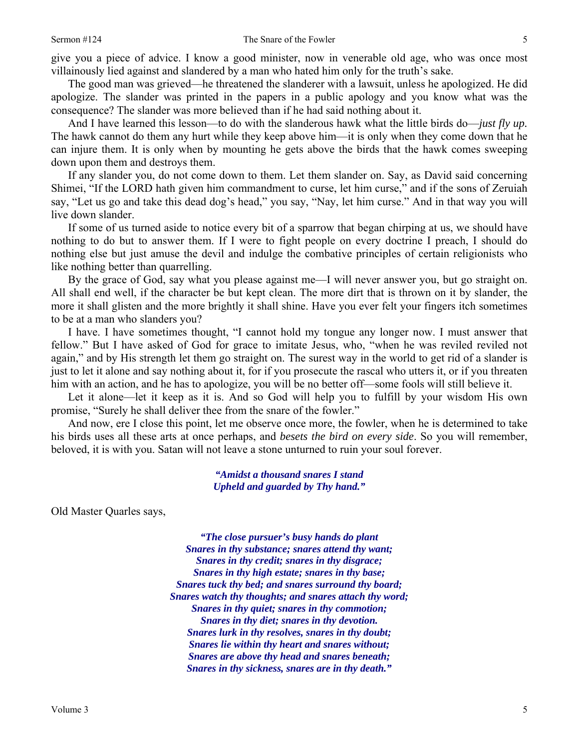give you a piece of advice. I know a good minister, now in venerable old age, who was once most villainously lied against and slandered by a man who hated him only for the truth's sake.

The good man was grieved—he threatened the slanderer with a lawsuit, unless he apologized. He did apologize. The slander was printed in the papers in a public apology and you know what was the consequence? The slander was more believed than if he had said nothing about it.

And I have learned this lesson—to do with the slanderous hawk what the little birds do—*just fly up*. The hawk cannot do them any hurt while they keep above him—it is only when they come down that he can injure them. It is only when by mounting he gets above the birds that the hawk comes sweeping down upon them and destroys them.

If any slander you, do not come down to them. Let them slander on. Say, as David said concerning Shimei, "If the LORD hath given him commandment to curse, let him curse," and if the sons of Zeruiah say, "Let us go and take this dead dog's head," you say, "Nay, let him curse." And in that way you will live down slander.

If some of us turned aside to notice every bit of a sparrow that began chirping at us, we should have nothing to do but to answer them. If I were to fight people on every doctrine I preach, I should do nothing else but just amuse the devil and indulge the combative principles of certain religionists who like nothing better than quarrelling.

By the grace of God, say what you please against me—I will never answer you, but go straight on. All shall end well, if the character be but kept clean. The more dirt that is thrown on it by slander, the more it shall glisten and the more brightly it shall shine. Have you ever felt your fingers itch sometimes to be at a man who slanders you?

I have. I have sometimes thought, "I cannot hold my tongue any longer now. I must answer that fellow." But I have asked of God for grace to imitate Jesus, who, "when he was reviled reviled not again," and by His strength let them go straight on. The surest way in the world to get rid of a slander is just to let it alone and say nothing about it, for if you prosecute the rascal who utters it, or if you threaten him with an action, and he has to apologize, you will be no better off—some fools will still believe it.

Let it alone—let it keep as it is. And so God will help you to fulfill by your wisdom His own promise, "Surely he shall deliver thee from the snare of the fowler."

And now, ere I close this point, let me observe once more, the fowler, when he is determined to take his birds uses all these arts at once perhaps, and *besets the bird on every side*. So you will remember, beloved, it is with you. Satan will not leave a stone unturned to ruin your soul forever.

> ***"Amidst a thousand snares I stand***
> ***Upheld and guarded by Thy hand."***

Old Master Quarles says,

> ***"The close pursuer's busy hands do plant***
> ***Snares in thy substance; snares attend thy want;***
> ***Snares in thy credit; snares in thy disgrace;***
> ***Snares in thy high estate; snares in thy base;***
> ***Snares tuck thy bed; and snares surround thy board;***
> ***Snares watch thy thoughts; and snares attach thy word;***
> ***Snares in thy quiet; snares in thy commotion;***
> ***Snares in thy diet; snares in thy devotion.***
> ***Snares lurk in thy resolves, snares in thy doubt;***
> ***Snares lie within thy heart and snares without;***
> ***Snares are above thy head and snares beneath;***
> ***Snares in thy sickness, snares are in thy death."***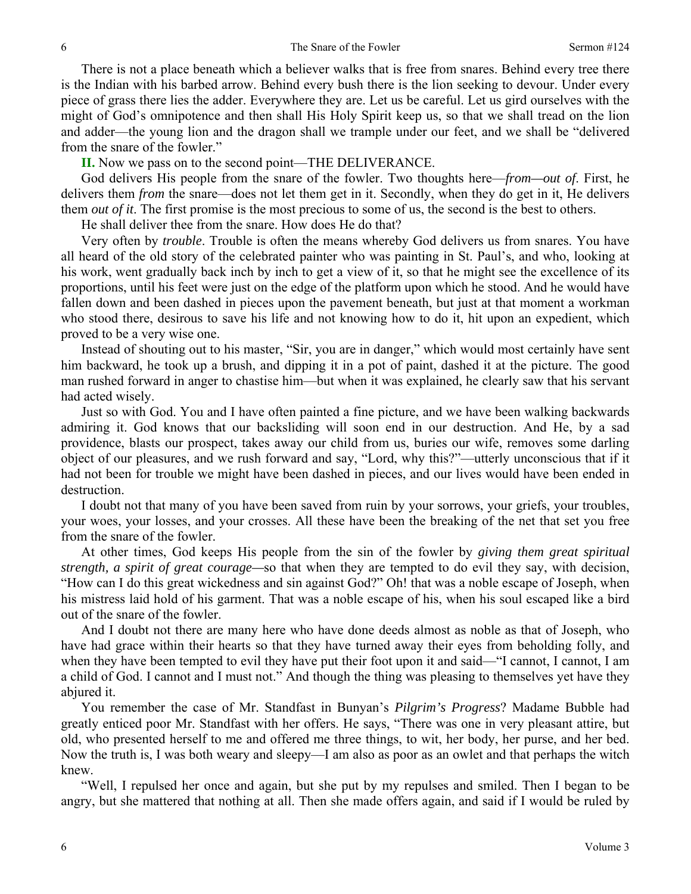There is not a place beneath which a believer walks that is free from snares. Behind every tree there is the Indian with his barbed arrow. Behind every bush there is the lion seeking to devour. Under every piece of grass there lies the adder. Everywhere they are. Let us be careful. Let us gird ourselves with the might of God's omnipotence and then shall His Holy Spirit keep us, so that we shall tread on the lion and adder—the young lion and the dragon shall we trample under our feet, and we shall be "delivered from the snare of the fowler."

**II.** Now we pass on to the second point—THE DELIVERANCE.

God delivers His people from the snare of the fowler. Two thoughts here—*from—out of*. First, he delivers them *from* the snare—does not let them get in it. Secondly, when they do get in it, He delivers them *out of it*. The first promise is the most precious to some of us, the second is the best to others.

He shall deliver thee from the snare. How does He do that?

Very often by *trouble*. Trouble is often the means whereby God delivers us from snares. You have all heard of the old story of the celebrated painter who was painting in St. Paul's, and who, looking at his work, went gradually back inch by inch to get a view of it, so that he might see the excellence of its proportions, until his feet were just on the edge of the platform upon which he stood. And he would have fallen down and been dashed in pieces upon the pavement beneath, but just at that moment a workman who stood there, desirous to save his life and not knowing how to do it, hit upon an expedient, which proved to be a very wise one.

Instead of shouting out to his master, "Sir, you are in danger," which would most certainly have sent him backward, he took up a brush, and dipping it in a pot of paint, dashed it at the picture. The good man rushed forward in anger to chastise him—but when it was explained, he clearly saw that his servant had acted wisely.

Just so with God. You and I have often painted a fine picture, and we have been walking backwards admiring it. God knows that our backsliding will soon end in our destruction. And He, by a sad providence, blasts our prospect, takes away our child from us, buries our wife, removes some darling object of our pleasures, and we rush forward and say, "Lord, why this?"—utterly unconscious that if it had not been for trouble we might have been dashed in pieces, and our lives would have been ended in destruction.

I doubt not that many of you have been saved from ruin by your sorrows, your griefs, your troubles, your woes, your losses, and your crosses. All these have been the breaking of the net that set you free from the snare of the fowler.

At other times, God keeps His people from the sin of the fowler by *giving them great spiritual strength, a spirit of great courage—*so that when they are tempted to do evil they say, with decision, "How can I do this great wickedness and sin against God?" Oh! that was a noble escape of Joseph, when his mistress laid hold of his garment. That was a noble escape of his, when his soul escaped like a bird out of the snare of the fowler.

And I doubt not there are many here who have done deeds almost as noble as that of Joseph, who have had grace within their hearts so that they have turned away their eyes from beholding folly, and when they have been tempted to evil they have put their foot upon it and said—"I cannot, I cannot, I am a child of God. I cannot and I must not." And though the thing was pleasing to themselves yet have they abjured it.

You remember the case of Mr. Standfast in Bunyan's *Pilgrim's Progress*? Madame Bubble had greatly enticed poor Mr. Standfast with her offers. He says, "There was one in very pleasant attire, but old, who presented herself to me and offered me three things, to wit, her body, her purse, and her bed. Now the truth is, I was both weary and sleepy—I am also as poor as an owlet and that perhaps the witch knew.

"Well, I repulsed her once and again, but she put by my repulses and smiled. Then I began to be angry, but she mattered that nothing at all. Then she made offers again, and said if I would be ruled by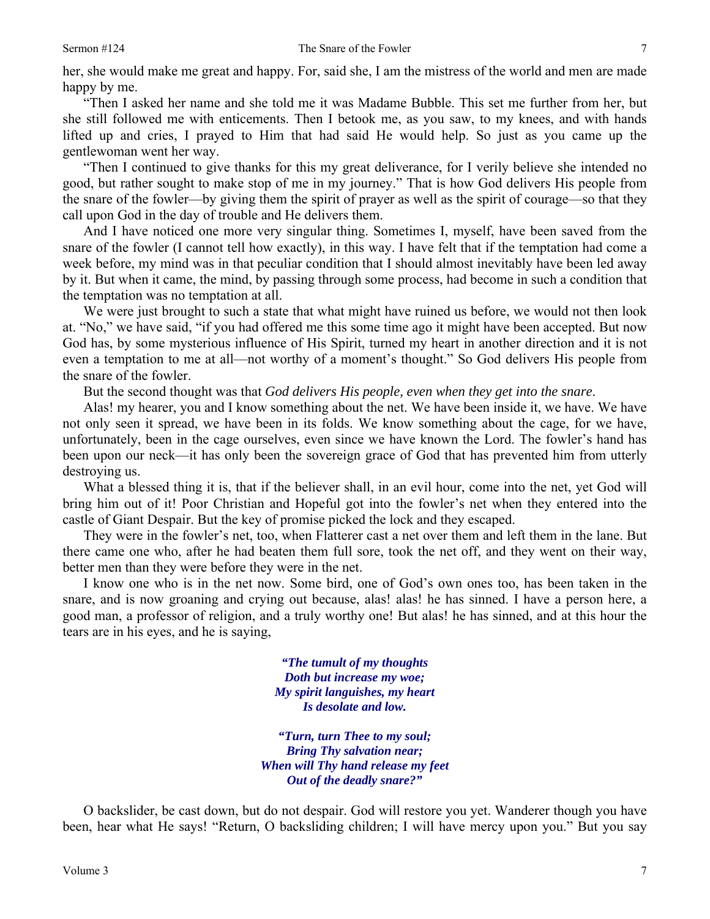her, she would make me great and happy. For, said she, I am the mistress of the world and men are made happy by me.

"Then I asked her name and she told me it was Madame Bubble. This set me further from her, but she still followed me with enticements. Then I betook me, as you saw, to my knees, and with hands lifted up and cries, I prayed to Him that had said He would help. So just as you came up the gentlewoman went her way.

"Then I continued to give thanks for this my great deliverance, for I verily believe she intended no good, but rather sought to make stop of me in my journey." That is how God delivers His people from the snare of the fowler—by giving them the spirit of prayer as well as the spirit of courage—so that they call upon God in the day of trouble and He delivers them.

And I have noticed one more very singular thing. Sometimes I, myself, have been saved from the snare of the fowler (I cannot tell how exactly), in this way. I have felt that if the temptation had come a week before, my mind was in that peculiar condition that I should almost inevitably have been led away by it. But when it came, the mind, by passing through some process, had become in such a condition that the temptation was no temptation at all.

We were just brought to such a state that what might have ruined us before, we would not then look at. "No," we have said, "if you had offered me this some time ago it might have been accepted. But now God has, by some mysterious influence of His Spirit, turned my heart in another direction and it is not even a temptation to me at all—not worthy of a moment's thought." So God delivers His people from the snare of the fowler.

But the second thought was that *God delivers His people, even when they get into the snare*.

Alas! my hearer, you and I know something about the net. We have been inside it, we have. We have not only seen it spread, we have been in its folds. We know something about the cage, for we have, unfortunately, been in the cage ourselves, even since we have known the Lord. The fowler's hand has been upon our neck—it has only been the sovereign grace of God that has prevented him from utterly destroying us.

What a blessed thing it is, that if the believer shall, in an evil hour, come into the net, yet God will bring him out of it! Poor Christian and Hopeful got into the fowler's net when they entered into the castle of Giant Despair. But the key of promise picked the lock and they escaped.

They were in the fowler's net, too, when Flatterer cast a net over them and left them in the lane. But there came one who, after he had beaten them full sore, took the net off, and they went on their way, better men than they were before they were in the net.

I know one who is in the net now. Some bird, one of God's own ones too, has been taken in the snare, and is now groaning and crying out because, alas! alas! he has sinned. I have a person here, a good man, a professor of religion, and a truly worthy one! But alas! he has sinned, and at this hour the tears are in his eyes, and he is saying,

> ***"The tumult of my thoughts***
> ***Doth but increase my woe;***
> ***My spirit languishes, my heart***
> ***Is desolate and low.***
>
> ***"Turn, turn Thee to my soul;***
> ***Bring Thy salvation near;***
> ***When will Thy hand release my feet***
> ***Out of the deadly snare?"***

O backslider, be cast down, but do not despair. God will restore you yet. Wanderer though you have been, hear what He says! "Return, O backsliding children; I will have mercy upon you." But you say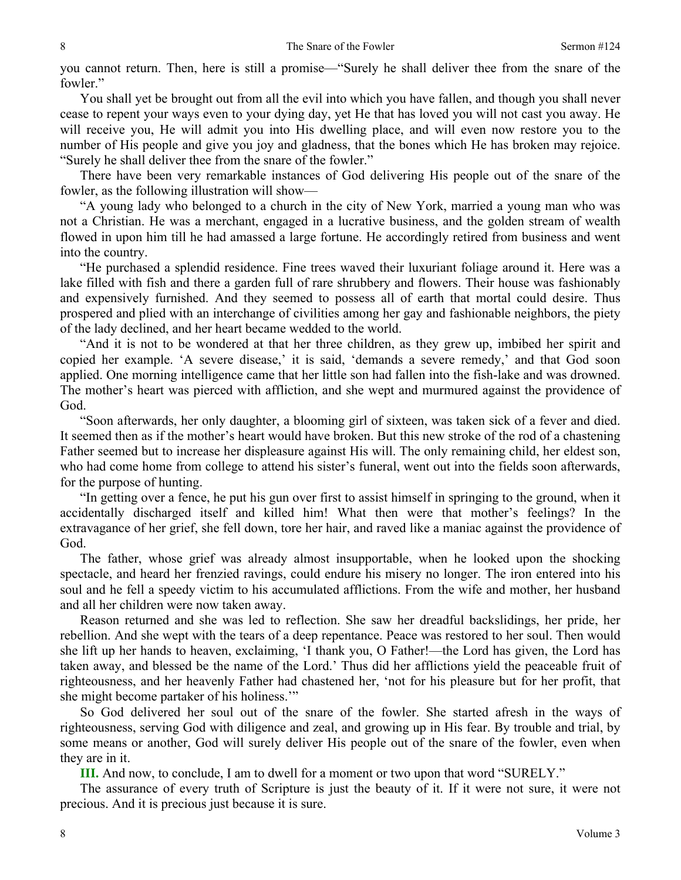you cannot return. Then, here is still a promise—"Surely he shall deliver thee from the snare of the fowler."

You shall yet be brought out from all the evil into which you have fallen, and though you shall never cease to repent your ways even to your dying day, yet He that has loved you will not cast you away. He will receive you, He will admit you into His dwelling place, and will even now restore you to the number of His people and give you joy and gladness, that the bones which He has broken may rejoice. "Surely he shall deliver thee from the snare of the fowler."

There have been very remarkable instances of God delivering His people out of the snare of the fowler, as the following illustration will show—

"A young lady who belonged to a church in the city of New York, married a young man who was not a Christian. He was a merchant, engaged in a lucrative business, and the golden stream of wealth flowed in upon him till he had amassed a large fortune. He accordingly retired from business and went into the country.

"He purchased a splendid residence. Fine trees waved their luxuriant foliage around it. Here was a lake filled with fish and there a garden full of rare shrubbery and flowers. Their house was fashionably and expensively furnished. And they seemed to possess all of earth that mortal could desire. Thus prospered and plied with an interchange of civilities among her gay and fashionable neighbors, the piety of the lady declined, and her heart became wedded to the world.

"And it is not to be wondered at that her three children, as they grew up, imbibed her spirit and copied her example. 'A severe disease,' it is said, 'demands a severe remedy,' and that God soon applied. One morning intelligence came that her little son had fallen into the fish-lake and was drowned. The mother's heart was pierced with affliction, and she wept and murmured against the providence of God.

"Soon afterwards, her only daughter, a blooming girl of sixteen, was taken sick of a fever and died. It seemed then as if the mother's heart would have broken. But this new stroke of the rod of a chastening Father seemed but to increase her displeasure against His will. The only remaining child, her eldest son, who had come home from college to attend his sister's funeral, went out into the fields soon afterwards, for the purpose of hunting.

"In getting over a fence, he put his gun over first to assist himself in springing to the ground, when it accidentally discharged itself and killed him! What then were that mother's feelings? In the extravagance of her grief, she fell down, tore her hair, and raved like a maniac against the providence of God.

The father, whose grief was already almost insupportable, when he looked upon the shocking spectacle, and heard her frenzied ravings, could endure his misery no longer. The iron entered into his soul and he fell a speedy victim to his accumulated afflictions. From the wife and mother, her husband and all her children were now taken away.

Reason returned and she was led to reflection. She saw her dreadful backslidings, her pride, her rebellion. And she wept with the tears of a deep repentance. Peace was restored to her soul. Then would she lift up her hands to heaven, exclaiming, 'I thank you, O Father!—the Lord has given, the Lord has taken away, and blessed be the name of the Lord.' Thus did her afflictions yield the peaceable fruit of righteousness, and her heavenly Father had chastened her, 'not for his pleasure but for her profit, that she might become partaker of his holiness.'"

So God delivered her soul out of the snare of the fowler. She started afresh in the ways of righteousness, serving God with diligence and zeal, and growing up in His fear. By trouble and trial, by some means or another, God will surely deliver His people out of the snare of the fowler, even when they are in it.

**III.** And now, to conclude, I am to dwell for a moment or two upon that word "SURELY."

The assurance of every truth of Scripture is just the beauty of it. If it were not sure, it were not precious. And it is precious just because it is sure.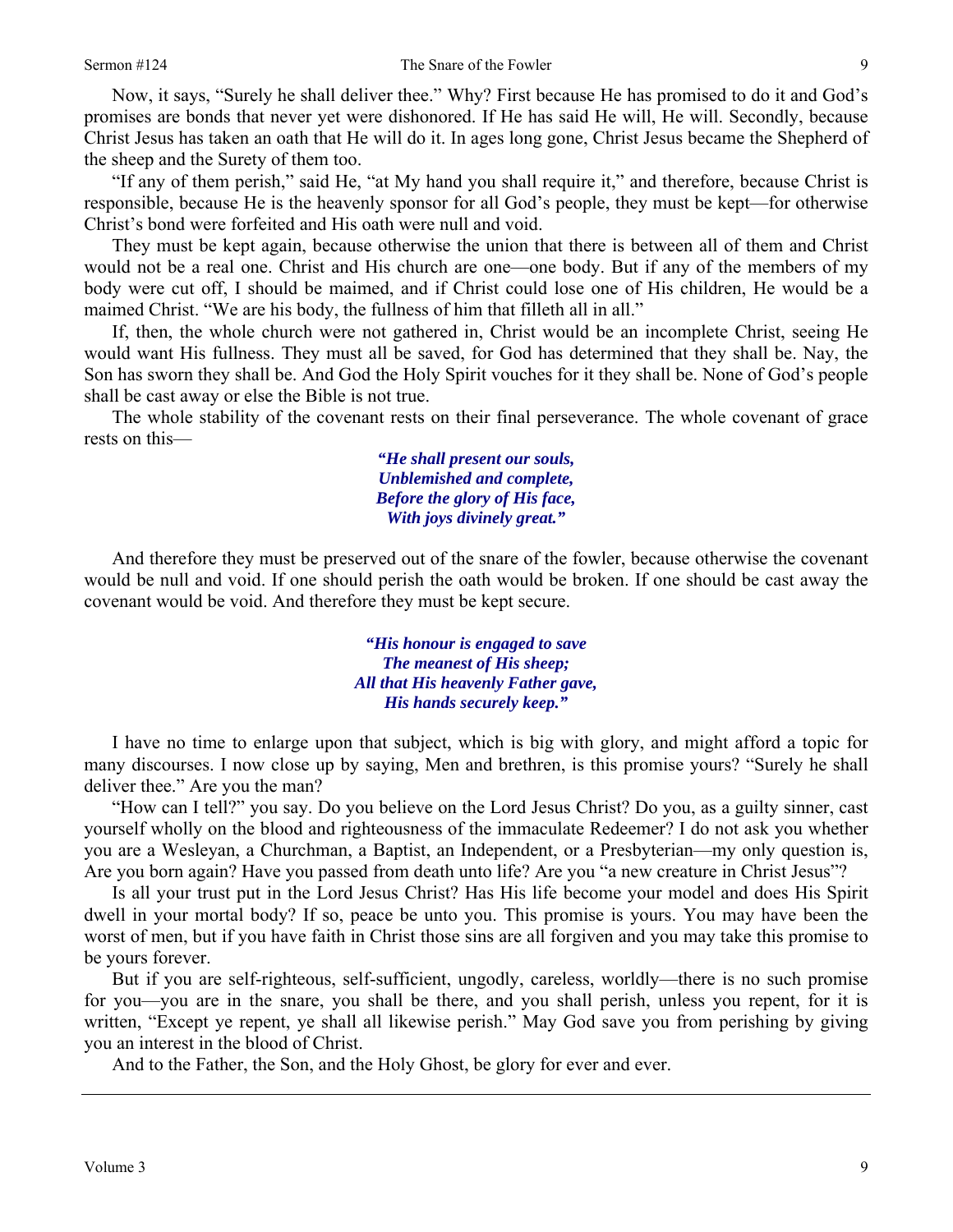Now, it says, "Surely he shall deliver thee." Why? First because He has promised to do it and God's promises are bonds that never yet were dishonored. If He has said He will, He will. Secondly, because Christ Jesus has taken an oath that He will do it. In ages long gone, Christ Jesus became the Shepherd of the sheep and the Surety of them too.

"If any of them perish," said He, "at My hand you shall require it," and therefore, because Christ is responsible, because He is the heavenly sponsor for all God's people, they must be kept—for otherwise Christ's bond were forfeited and His oath were null and void.

They must be kept again, because otherwise the union that there is between all of them and Christ would not be a real one. Christ and His church are one—one body. But if any of the members of my body were cut off, I should be maimed, and if Christ could lose one of His children, He would be a maimed Christ. "We are his body, the fullness of him that filleth all in all."

If, then, the whole church were not gathered in, Christ would be an incomplete Christ, seeing He would want His fullness. They must all be saved, for God has determined that they shall be. Nay, the Son has sworn they shall be. And God the Holy Spirit vouches for it they shall be. None of God's people shall be cast away or else the Bible is not true.

The whole stability of the covenant rests on their final perseverance. The whole covenant of grace rests on this—

> ***"He shall present our souls,***
> ***Unblemished and complete,***
> ***Before the glory of His face,***
> ***With joys divinely great."***

And therefore they must be preserved out of the snare of the fowler, because otherwise the covenant would be null and void. If one should perish the oath would be broken. If one should be cast away the covenant would be void. And therefore they must be kept secure.

> ***"His honour is engaged to save***
> ***The meanest of His sheep;***
> ***All that His heavenly Father gave,***
> ***His hands securely keep."***

I have no time to enlarge upon that subject, which is big with glory, and might afford a topic for many discourses. I now close up by saying, Men and brethren, is this promise yours? "Surely he shall deliver thee." Are you the man?

"How can I tell?" you say. Do you believe on the Lord Jesus Christ? Do you, as a guilty sinner, cast yourself wholly on the blood and righteousness of the immaculate Redeemer? I do not ask you whether you are a Wesleyan, a Churchman, a Baptist, an Independent, or a Presbyterian—my only question is, Are you born again? Have you passed from death unto life? Are you "a new creature in Christ Jesus"?

Is all your trust put in the Lord Jesus Christ? Has His life become your model and does His Spirit dwell in your mortal body? If so, peace be unto you. This promise is yours. You may have been the worst of men, but if you have faith in Christ those sins are all forgiven and you may take this promise to be yours forever.

But if you are self-righteous, self-sufficient, ungodly, careless, worldly—there is no such promise for you—you are in the snare, you shall be there, and you shall perish, unless you repent, for it is written, "Except ye repent, ye shall all likewise perish." May God save you from perishing by giving you an interest in the blood of Christ.

And to the Father, the Son, and the Holy Ghost, be glory for ever and ever.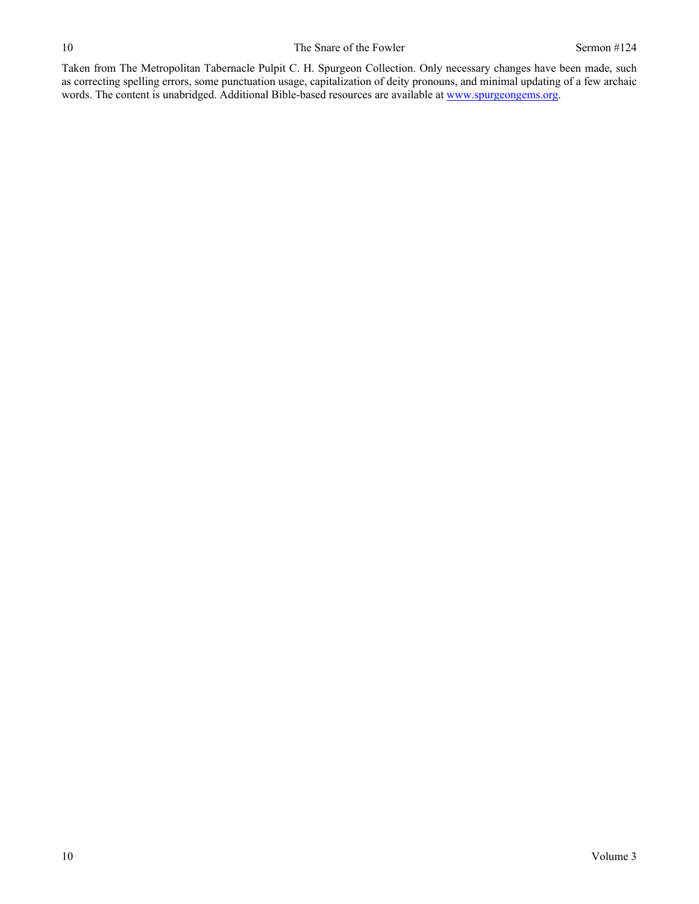Taken from The Metropolitan Tabernacle Pulpit C. H. Spurgeon Collection. Only necessary changes have been made, such as correcting spelling errors, some punctuation usage, capitalization of deity pronouns, and minimal updating of a few archaic words. The content is unabridged. Additional Bible-based resources are available at www.spurgeongems.org.